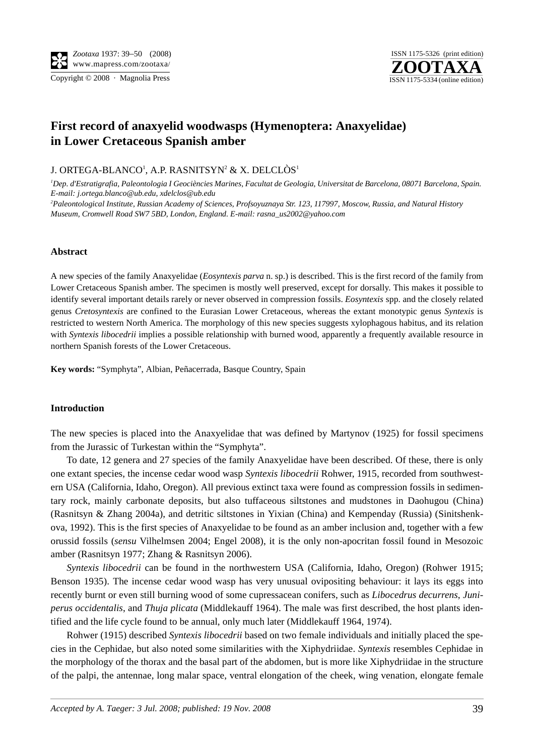# First record of anaxyelid woodwasps (Hymenoptera: Anaxyelidae) in Lower Cretaceous Spanish amber

J. ORTEGA-BLANCO[1], A.P. RASNITSYN[2] & X. DELCLÒS[1]

[1]*Dep. d'Estratigrafia, Paleontologia I Geociències Marines, Facultat de Geologia, Universitat de Barcelona, 08071 Barcelona, Spain. E-mail: j.ortega.blanco@ub.edu, xdelclos@ub.edu*

[2]*Paleontological Institute, Russian Academy of Sciences, Profsoyuznaya Str. 123, 117997, Moscow, Russia, and Natural History Museum, Cromwell Road SW7 5BD, London, England. E-mail: rasna_us2002@yahoo.com*

## Abstract

A new species of the family Anaxyelidae (*Eosyntexis parva* n. sp.) is described. This is the first record of the family from Lower Cretaceous Spanish amber. The specimen is mostly well preserved, except for dorsally. This makes it possible to identify several important details rarely or never observed in compression fossils. *Eosyntexis* spp. and the closely related genus *Cretosyntexis* are confined to the Eurasian Lower Cretaceous, whereas the extant monotypic genus *Syntexis* is restricted to western North America. The morphology of this new species suggests xylophagous habitus, and its relation with *Syntexis libocedrii* implies a possible relationship with burned wood, apparently a frequently available resource in northern Spanish forests of the Lower Cretaceous.

**Key words:** "Symphyta", Albian, Peñacerrada, Basque Country, Spain

## Introduction

The new species is placed into the Anaxyelidae that was defined by Martynov (1925) for fossil specimens from the Jurassic of Turkestan within the "Symphyta".

To date, 12 genera and 27 species of the family Anaxyelidae have been described. Of these, there is only one extant species, the incense cedar wood wasp *Syntexis libocedrii* Rohwer, 1915, recorded from southwestern USA (California, Idaho, Oregon). All previous extinct taxa were found as compression fossils in sedimentary rock, mainly carbonate deposits, but also tuffaceous siltstones and mudstones in Daohugou (China) (Rasnitsyn & Zhang 2004a), and detritic siltstones in Yixian (China) and Kempenday (Russia) (Sinitshenkova, 1992). This is the first species of Anaxyelidae to be found as an amber inclusion and, together with a few orussid fossils (*sensu* Vilhelmsen 2004; Engel 2008), it is the only non-apocritan fossil found in Mesozoic amber (Rasnitsyn 1977; Zhang & Rasnitsyn 2006).

*Syntexis libocedrii* can be found in the northwestern USA (California, Idaho, Oregon) (Rohwer 1915; Benson 1935). The incense cedar wood wasp has very unusual ovipositing behaviour: it lays its eggs into recently burnt or even still burning wood of some cupressacean conifers, such as *Libocedrus decurrens*, *Juniperus occidentalis*, and *Thuja plicata* (Middlekauff 1964). The male was first described, the host plants identified and the life cycle found to be annual, only much later (Middlekauff 1964, 1974).

Rohwer (1915) described *Syntexis libocedrii* based on two female individuals and initially placed the species in the Cephidae, but also noted some similarities with the Xiphydriidae. *Syntexis* resembles Cephidae in the morphology of the thorax and the basal part of the abdomen, but is more like Xiphydriidae in the structure of the palpi, the antennae, long malar space, ventral elongation of the cheek, wing venation, elongate female

*Accepted by A. Taeger: 3 Jul. 2008; published: 19 Nov. 2008*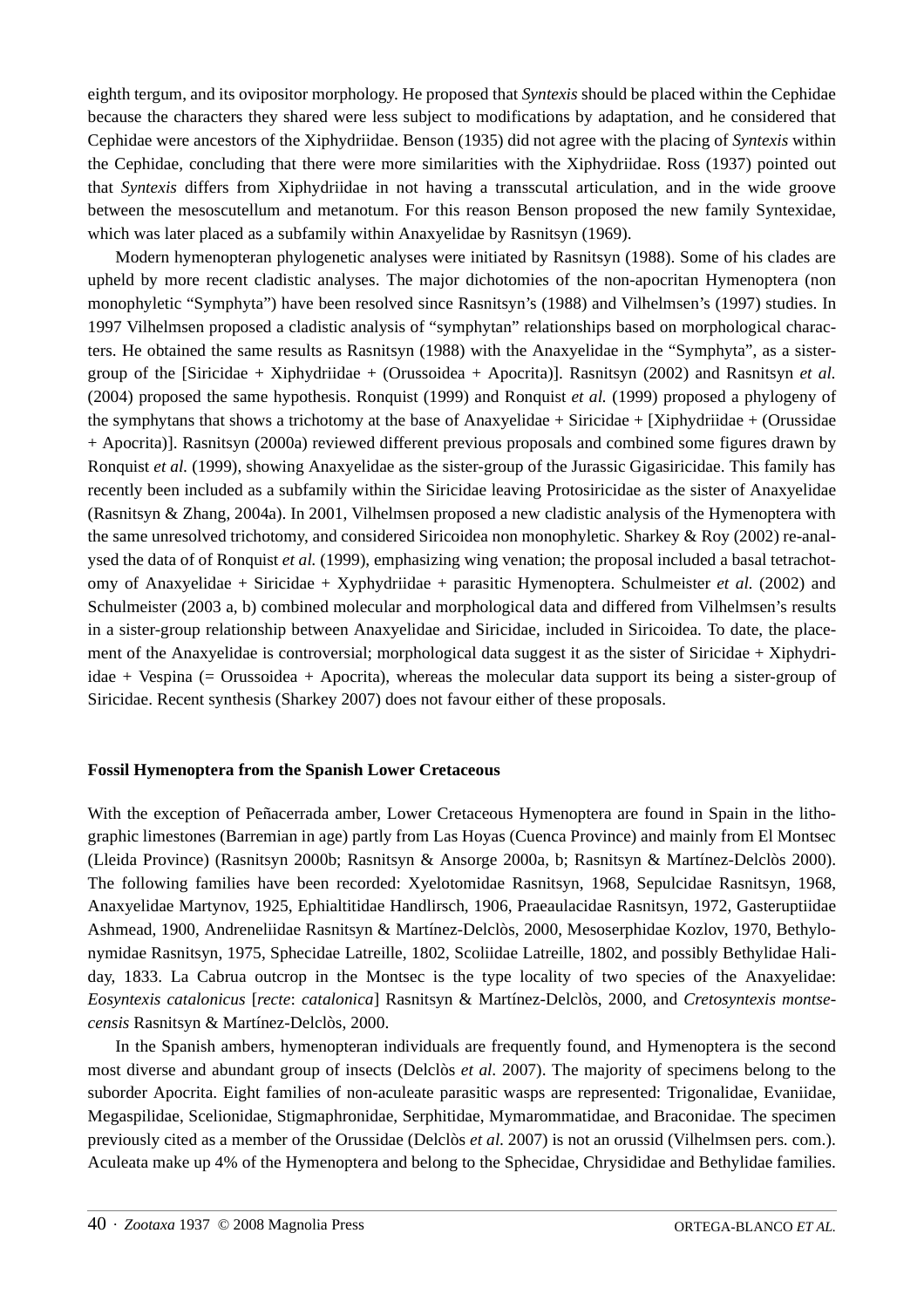eighth tergum, and its ovipositor morphology. He proposed that *Syntexis* should be placed within the Cephidae because the characters they shared were less subject to modifications by adaptation, and he considered that Cephidae were ancestors of the Xiphydriidae. Benson (1935) did not agree with the placing of *Syntexis* within the Cephidae, concluding that there were more similarities with the Xiphydriidae. Ross (1937) pointed out that *Syntexis* differs from Xiphydriidae in not having a transscutal articulation, and in the wide groove between the mesoscutellum and metanotum. For this reason Benson proposed the new family Syntexidae, which was later placed as a subfamily within Anaxyelidae by Rasnitsyn (1969).

Modern hymenopteran phylogenetic analyses were initiated by Rasnitsyn (1988). Some of his clades are upheld by more recent cladistic analyses. The major dichotomies of the non-apocritan Hymenoptera (non monophyletic "Symphyta") have been resolved since Rasnitsyn's (1988) and Vilhelmsen's (1997) studies. In 1997 Vilhelmsen proposed a cladistic analysis of "symphytan" relationships based on morphological characters. He obtained the same results as Rasnitsyn (1988) with the Anaxyelidae in the "Symphyta", as a sister-group of the [Siricidae + Xiphydriidae + (Orussoidea + Apocrita)]. Rasnitsyn (2002) and Rasnitsyn *et al.* (2004) proposed the same hypothesis. Ronquist (1999) and Ronquist *et al.* (1999) proposed a phylogeny of the symphytans that shows a trichotomy at the base of Anaxyelidae + Siricidae + [Xiphydriidae + (Orussidae + Apocrita)]. Rasnitsyn (2000a) reviewed different previous proposals and combined some figures drawn by Ronquist *et al.* (1999), showing Anaxyelidae as the sister-group of the Jurassic Gigasiricidae. This family has recently been included as a subfamily within the Siricidae leaving Protosiricidae as the sister of Anaxyelidae (Rasnitsyn & Zhang, 2004a). In 2001, Vilhelmsen proposed a new cladistic analysis of the Hymenoptera with the same unresolved trichotomy, and considered Siricoidea non monophyletic. Sharkey & Roy (2002) re-analysed the data of of Ronquist *et al.* (1999), emphasizing wing venation; the proposal included a basal tetrachotomy of Anaxyelidae + Siricidae + Xyphydriidae + parasitic Hymenoptera. Schulmeister *et al.* (2002) and Schulmeister (2003 a, b) combined molecular and morphological data and differed from Vilhelmsen's results in a sister-group relationship between Anaxyelidae and Siricidae, included in Siricoidea. To date, the placement of the Anaxyelidae is controversial; morphological data suggest it as the sister of Siricidae + Xiphydriidae + Vespina (= Orussoidea + Apocrita), whereas the molecular data support its being a sister-group of Siricidae. Recent synthesis (Sharkey 2007) does not favour either of these proposals.

## Fossil Hymenoptera from the Spanish Lower Cretaceous

With the exception of Peñacerrada amber, Lower Cretaceous Hymenoptera are found in Spain in the lithographic limestones (Barremian in age) partly from Las Hoyas (Cuenca Province) and mainly from El Montsec (Lleida Province) (Rasnitsyn 2000b; Rasnitsyn & Ansorge 2000a, b; Rasnitsyn & Martínez-Delclòs 2000). The following families have been recorded: Xyelotomidae Rasnitsyn, 1968, Sepulcidae Rasnitsyn, 1968, Anaxyelidae Martynov, 1925, Ephialtitidae Handlirsch, 1906, Praeaulacidae Rasnitsyn, 1972, Gasteruptiidae Ashmead, 1900, Andreneliidae Rasnitsyn & Martínez-Delclòs, 2000, Mesoserphidae Kozlov, 1970, Bethylonymidae Rasnitsyn, 1975, Sphecidae Latreille, 1802, Scoliidae Latreille, 1802, and possibly Bethylidae Haliday, 1833. La Cabrua outcrop in the Montsec is the type locality of two species of the Anaxyelidae: *Eosyntexis catalonicus* [*recte*: *catalonica*] Rasnitsyn & Martínez-Delclòs, 2000, and *Cretosyntexis montsecensis* Rasnitsyn & Martínez-Delclòs, 2000.

In the Spanish ambers, hymenopteran individuals are frequently found, and Hymenoptera is the second most diverse and abundant group of insects (Delclòs *et al.* 2007). The majority of specimens belong to the suborder Apocrita. Eight families of non-aculeate parasitic wasps are represented: Trigonalidae, Evaniidae, Megaspilidae, Scelionidae, Stigmaphronidae, Serphitidae, Mymarommatidae, and Braconidae. The specimen previously cited as a member of the Orussidae (Delclòs *et al.* 2007) is not an orussid (Vilhelmsen pers. com.). Aculeata make up 4% of the Hymenoptera and belong to the Sphecidae, Chrysididae and Bethylidae families.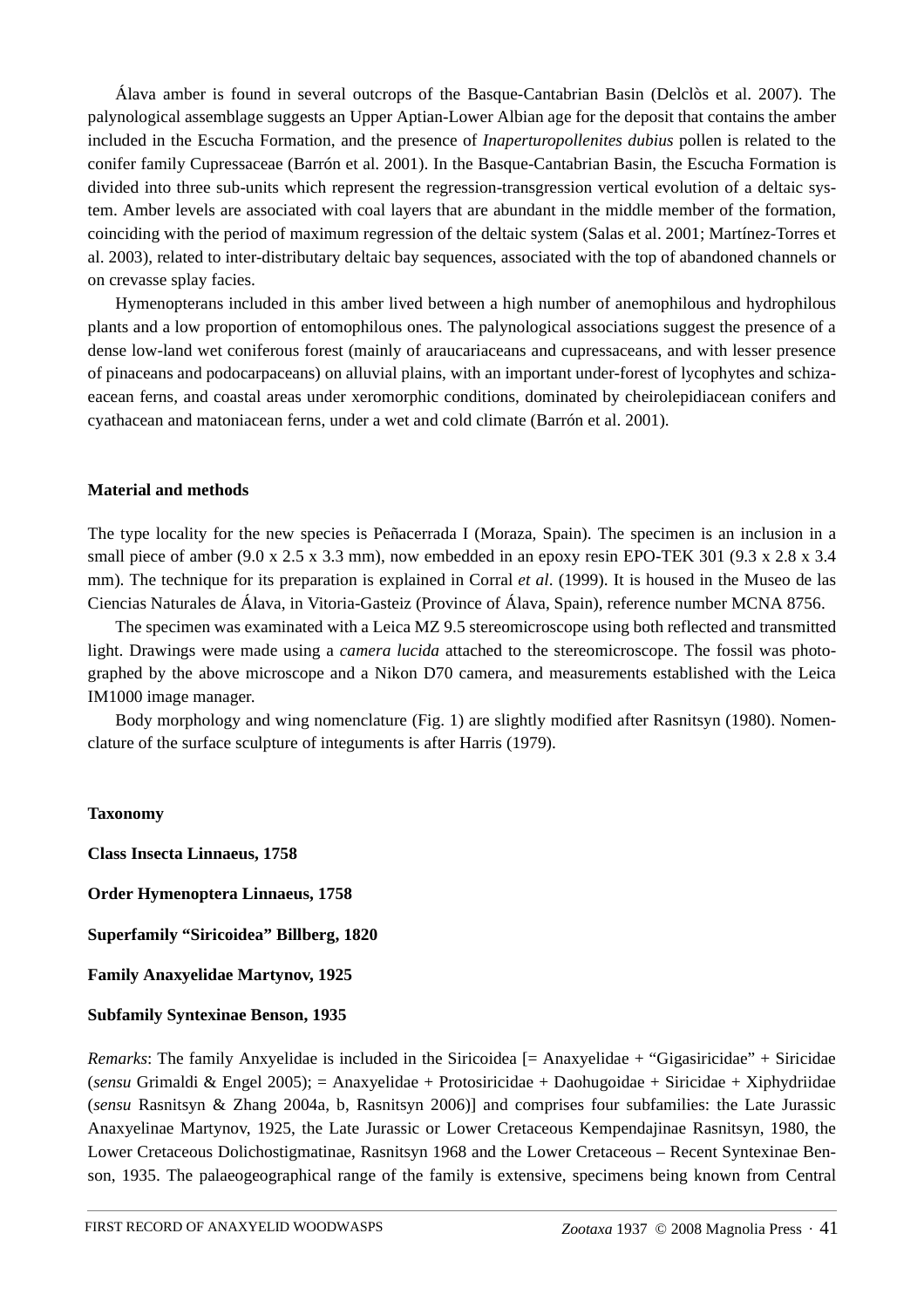Álava amber is found in several outcrops of the Basque-Cantabrian Basin (Delclòs et al. 2007). The palynological assemblage suggests an Upper Aptian-Lower Albian age for the deposit that contains the amber included in the Escucha Formation, and the presence of *Inaperturopollenites dubius* pollen is related to the conifer family Cupressaceae (Barrón et al. 2001). In the Basque-Cantabrian Basin, the Escucha Formation is divided into three sub-units which represent the regression-transgression vertical evolution of a deltaic system. Amber levels are associated with coal layers that are abundant in the middle member of the formation, coinciding with the period of maximum regression of the deltaic system (Salas et al. 2001; Martínez-Torres et al. 2003), related to inter-distributary deltaic bay sequences, associated with the top of abandoned channels or on crevasse splay facies.

Hymenopterans included in this amber lived between a high number of anemophilous and hydrophilous plants and a low proportion of entomophilous ones. The palynological associations suggest the presence of a dense low-land wet coniferous forest (mainly of araucariaceans and cupressaceans, and with lesser presence of pinaceans and podocarpaceans) on alluvial plains, with an important under-forest of lycophytes and schizaeacean ferns, and coastal areas under xeromorphic conditions, dominated by cheirolepidiacean conifers and cyathacean and matoniacean ferns, under a wet and cold climate (Barrón et al. 2001).

## Material and methods

The type locality for the new species is Peñacerrada I (Moraza, Spain). The specimen is an inclusion in a small piece of amber (9.0 x 2.5 x 3.3 mm), now embedded in an epoxy resin EPO-TEK 301 (9.3 x 2.8 x 3.4 mm). The technique for its preparation is explained in Corral *et al*. (1999). It is housed in the Museo de las Ciencias Naturales de Álava, in Vitoria-Gasteiz (Province of Álava, Spain), reference number MCNA 8756.

The specimen was examinated with a Leica MZ 9.5 stereomicroscope using both reflected and transmitted light. Drawings were made using a *camera lucida* attached to the stereomicroscope. The fossil was photographed by the above microscope and a Nikon D70 camera, and measurements established with the Leica IM1000 image manager.

Body morphology and wing nomenclature (Fig. 1) are slightly modified after Rasnitsyn (1980). Nomenclature of the surface sculpture of integuments is after Harris (1979).

## Taxonomy

**Class Insecta Linnaeus, 1758**

**Order Hymenoptera Linnaeus, 1758**

**Superfamily “Siricoidea” Billberg, 1820**

**Family Anaxyelidae Martynov, 1925**

**Subfamily Syntexinae Benson, 1935**

*Remarks*: The family Anxyelidae is included in the Siricoidea [= Anaxyelidae + “Gigasiricidae” + Siricidae (*sensu* Grimaldi & Engel 2005); = Anaxyelidae + Protosiricidae + Daohugoidae + Siricidae + Xiphydriidae (*sensu* Rasnitsyn & Zhang 2004a, b, Rasnitsyn 2006)] and comprises four subfamilies: the Late Jurassic Anaxyelinae Martynov, 1925, the Late Jurassic or Lower Cretaceous Kempendajinae Rasnitsyn, 1980, the Lower Cretaceous Dolichostigmatinae, Rasnitsyn 1968 and the Lower Cretaceous – Recent Syntexinae Benson, 1935. The palaeogeographical range of the family is extensive, specimens being known from Central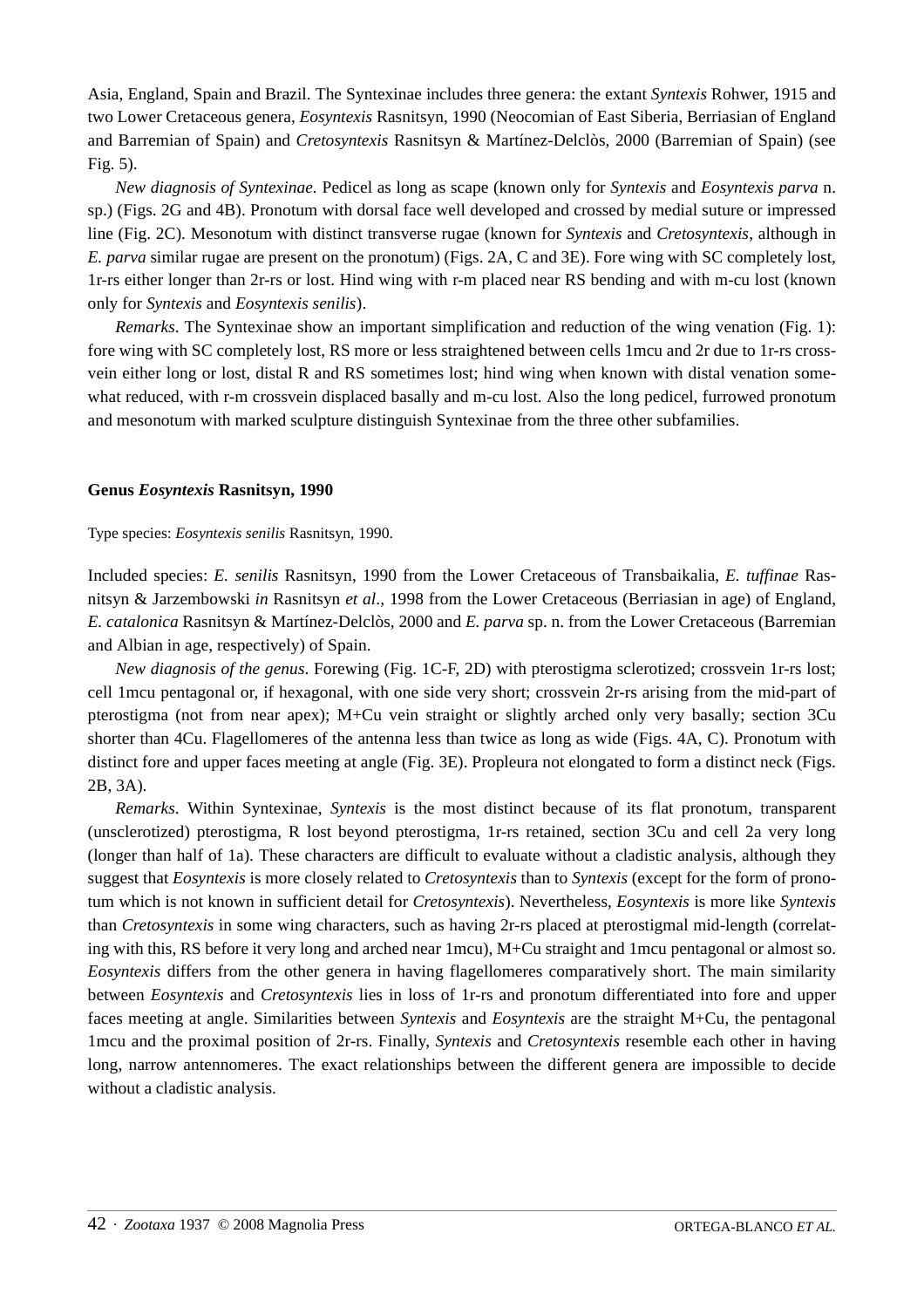Asia, England, Spain and Brazil. The Syntexinae includes three genera: the extant *Syntexis* Rohwer, 1915 and two Lower Cretaceous genera, *Eosyntexis* Rasnitsyn, 1990 (Neocomian of East Siberia, Berriasian of England and Barremian of Spain) and *Cretosyntexis* Rasnitsyn & Martínez-Delclòs, 2000 (Barremian of Spain) (see Fig. 5).

*New diagnosis of Syntexinae*. Pedicel as long as scape (known only for *Syntexis* and *Eosyntexis parva* n. sp.) (Figs. 2G and 4B). Pronotum with dorsal face well developed and crossed by medial suture or impressed line (Fig. 2C). Mesonotum with distinct transverse rugae (known for *Syntexis* and *Cretosyntexis*, although in *E. parva* similar rugae are present on the pronotum) (Figs. 2A, C and 3E). Fore wing with SC completely lost, 1r-rs either longer than 2r-rs or lost. Hind wing with r-m placed near RS bending and with m-cu lost (known only for *Syntexis* and *Eosyntexis senilis*).

*Remarks*. The Syntexinae show an important simplification and reduction of the wing venation (Fig. 1): fore wing with SC completely lost, RS more or less straightened between cells 1mcu and 2r due to 1r-rs crossvein either long or lost, distal R and RS sometimes lost; hind wing when known with distal venation somewhat reduced, with r-m crossvein displaced basally and m-cu lost. Also the long pedicel, furrowed pronotum and mesonotum with marked sculpture distinguish Syntexinae from the three other subfamilies.

### Genus *Eosyntexis* Rasnitsyn, 1990

Type species: *Eosyntexis senilis* Rasnitsyn, 1990.

Included species: *E. senilis* Rasnitsyn, 1990 from the Lower Cretaceous of Transbaikalia, *E. tuffinae* Rasnitsyn & Jarzembowski *in* Rasnitsyn *et al*., 1998 from the Lower Cretaceous (Berriasian in age) of England, *E. catalonica* Rasnitsyn & Martínez-Delclòs, 2000 and *E. parva* sp. n. from the Lower Cretaceous (Barremian and Albian in age, respectively) of Spain.

*New diagnosis of the genus*. Forewing (Fig. 1C-F, 2D) with pterostigma sclerotized; crossvein 1r-rs lost; cell 1mcu pentagonal or, if hexagonal, with one side very short; crossvein 2r-rs arising from the mid-part of pterostigma (not from near apex); M+Cu vein straight or slightly arched only very basally; section 3Cu shorter than 4Cu. Flagellomeres of the antenna less than twice as long as wide (Figs. 4A, C). Pronotum with distinct fore and upper faces meeting at angle (Fig. 3E). Propleura not elongated to form a distinct neck (Figs. 2B, 3A).

*Remarks*. Within Syntexinae, *Syntexis* is the most distinct because of its flat pronotum, transparent (unsclerotized) pterostigma, R lost beyond pterostigma, 1r-rs retained, section 3Cu and cell 2a very long (longer than half of 1a). These characters are difficult to evaluate without a cladistic analysis, although they suggest that *Eosyntexis* is more closely related to *Cretosyntexis* than to *Syntexis* (except for the form of pronotum which is not known in sufficient detail for *Cretosyntexis*). Nevertheless, *Eosyntexis* is more like *Syntexis* than *Cretosyntexis* in some wing characters, such as having 2r-rs placed at pterostigmal mid-length (correlating with this, RS before it very long and arched near 1mcu), M+Cu straight and 1mcu pentagonal or almost so. *Eosyntexis* differs from the other genera in having flagellomeres comparatively short. The main similarity between *Eosyntexis* and *Cretosyntexis* lies in loss of 1r-rs and pronotum differentiated into fore and upper faces meeting at angle. Similarities between *Syntexis* and *Eosyntexis* are the straight M+Cu, the pentagonal 1mcu and the proximal position of 2r-rs. Finally, *Syntexis* and *Cretosyntexis* resemble each other in having long, narrow antennomeres. The exact relationships between the different genera are impossible to decide without a cladistic analysis.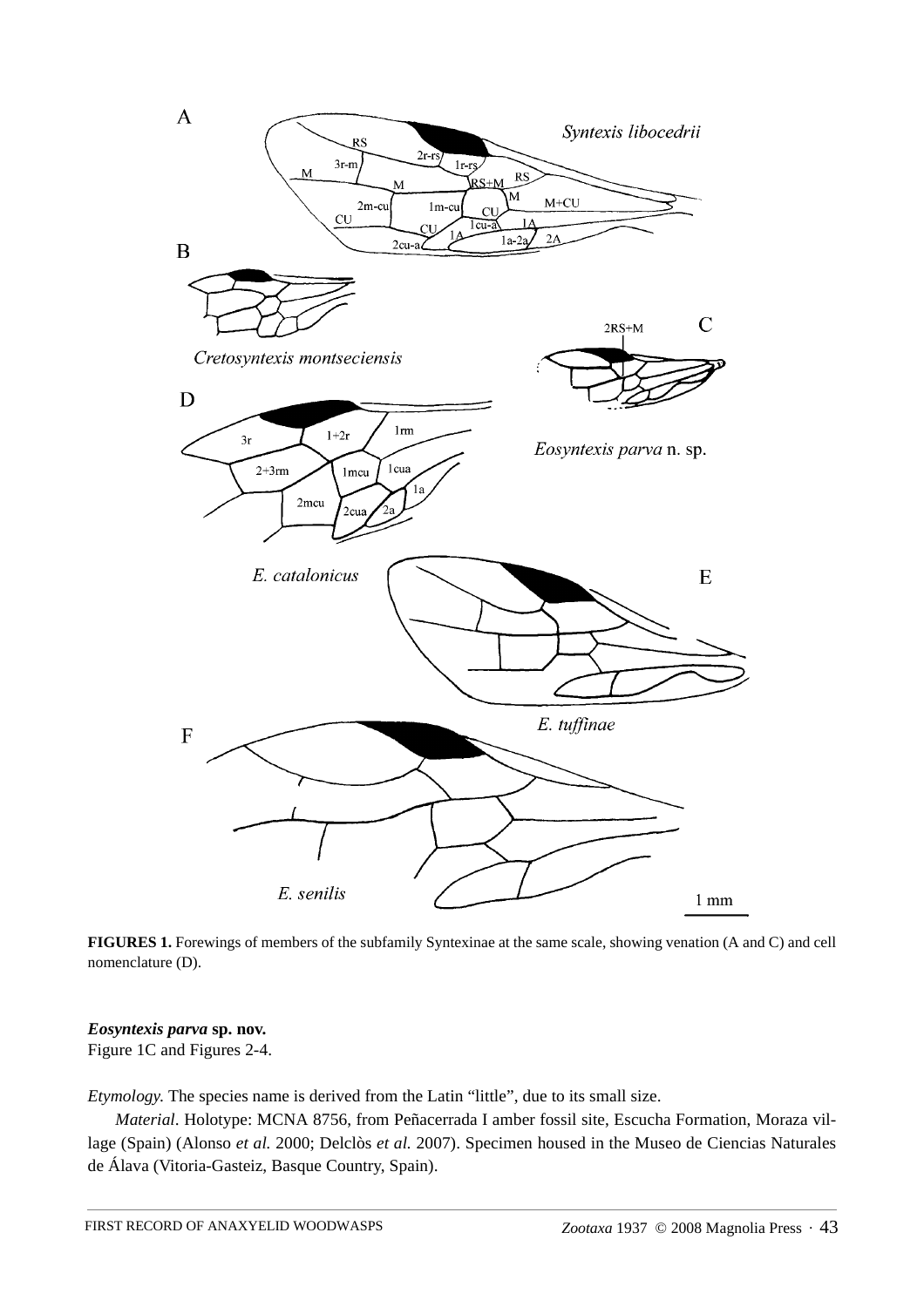**FIGURES 1.** Forewings of members of the subfamily Syntexinae at the same scale, showing venation (A and C) and cell nomenclature (D).

***Eosyntexis parva*** **sp. nov.**
Figure 1C and Figures 2-4.

*Etymology.* The species name is derived from the Latin "little", due to its small size.

*Material*. Holotype: MCNA 8756, from Peñacerrada I amber fossil site, Escucha Formation, Moraza village (Spain) (Alonso *et al.* 2000; Delclòs *et al.* 2007). Specimen housed in the Museo de Ciencias Naturales de Álava (Vitoria-Gasteiz, Basque Country, Spain).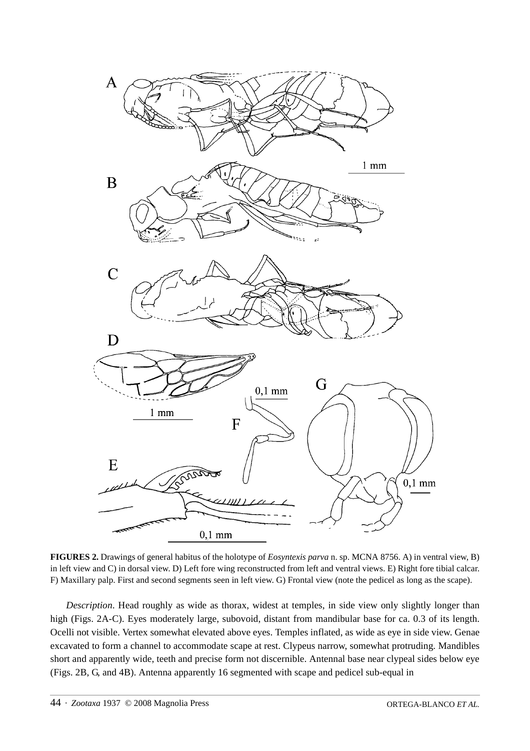**FIGURES 2.** Drawings of general habitus of the holotype of *Eosyntexis parva* n. sp. MCNA 8756. A) in ventral view, B) in left view and C) in dorsal view. D) Left fore wing reconstructed from left and ventral views. E) Right fore tibial calcar. F) Maxillary palp. First and second segments seen in left view. G) Frontal view (note the pedicel as long as the scape).

*Description*. Head roughly as wide as thorax, widest at temples, in side view only slightly longer than high (Figs. 2A-C). Eyes moderately large, subovoid, distant from mandibular base for ca. 0.3 of its length. Ocelli not visible. Vertex somewhat elevated above eyes. Temples inflated, as wide as eye in side view. Genae excavated to form a channel to accommodate scape at rest. Clypeus narrow, somewhat protruding. Mandibles short and apparently wide, teeth and precise form not discernible. Antennal base near clypeal sides below eye (Figs. 2B, G, and 4B). Antenna apparently 16 segmented with scape and pedicel sub-equal in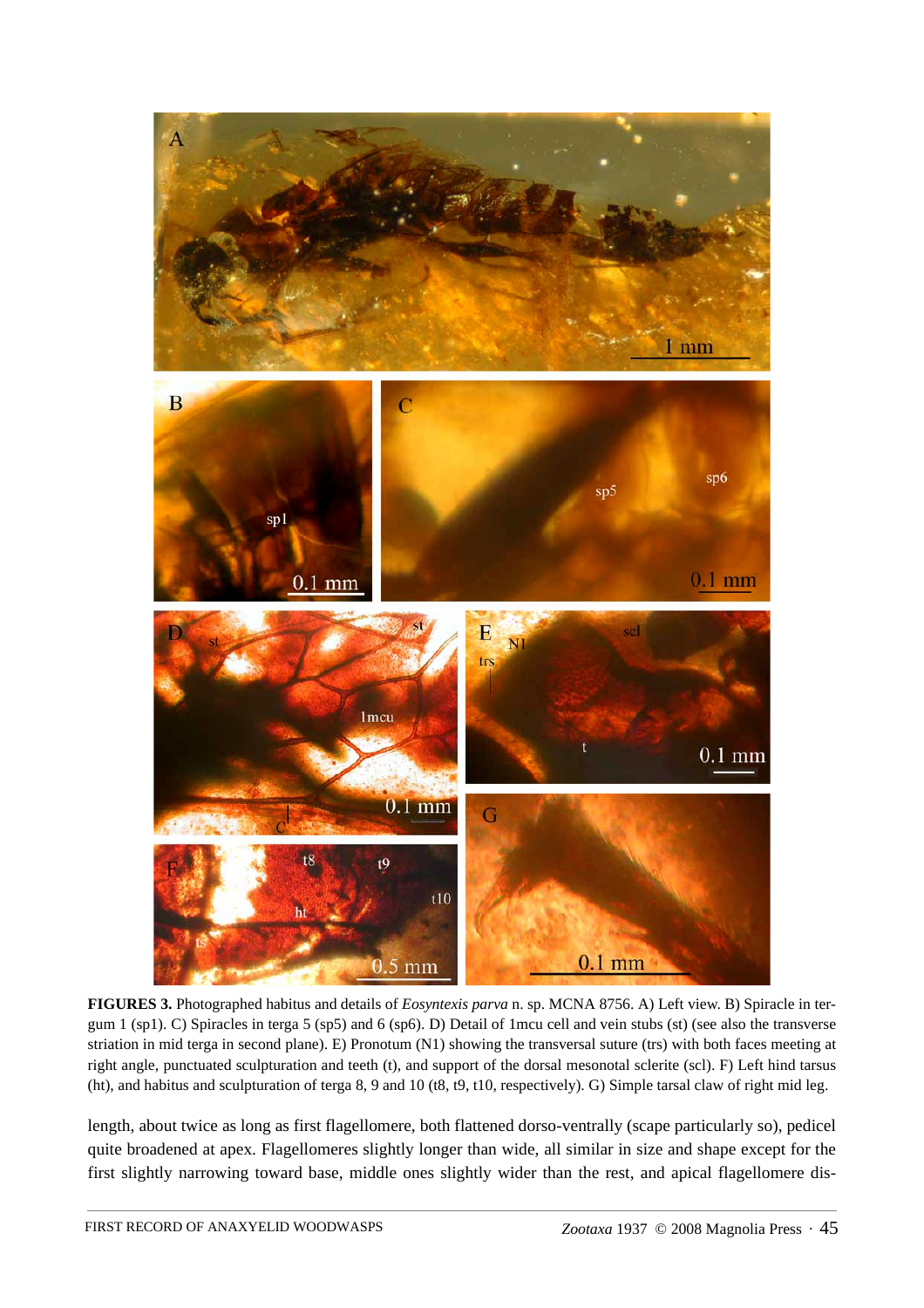**FIGURES 3.** Photographed habitus and details of *Eosyntexis parva* n. sp. MCNA 8756. A) Left view. B) Spiracle in tergum 1 (sp1). C) Spiracles in terga 5 (sp5) and 6 (sp6). D) Detail of 1mcu cell and vein stubs (st) (see also the transverse striation in mid terga in second plane). E) Pronotum (N1) showing the transversal suture (trs) with both faces meeting at right angle, punctuated sculpturation and teeth (t), and support of the dorsal mesonotal sclerite (scl). F) Left hind tarsus (ht), and habitus and sculpturation of terga 8, 9 and 10 (t8, t9, t10, respectively). G) Simple tarsal claw of right mid leg.

length, about twice as long as first flagellomere, both flattened dorso-ventrally (scape particularly so), pedicel quite broadened at apex. Flagellomeres slightly longer than wide, all similar in size and shape except for the first slightly narrowing toward base, middle ones slightly wider than the rest, and apical flagellomere dis-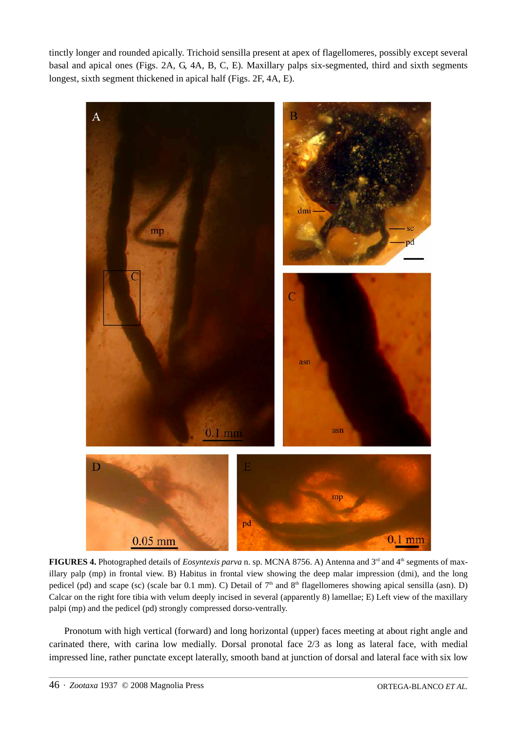tinctly longer and rounded apically. Trichoid sensilla present at apex of flagellomeres, possibly except several basal and apical ones (Figs. 2A, G, 4A, B, C, E). Maxillary palps six-segmented, third and sixth segments longest, sixth segment thickened in apical half (Figs. 2F, 4A, E).

**FIGURES 4.** Photographed details of *Eosyntexis parva* n. sp. MCNA 8756. A) Antenna and 3rd and 4th segments of maxillary palp (mp) in frontal view. B) Habitus in frontal view showing the deep malar impression (dmi), and the long pedicel (pd) and scape (sc) (scale bar 0.1 mm). C) Detail of 7th and 8th flagellomeres showing apical sensilla (asn). D) Calcar on the right fore tibia with velum deeply incised in several (apparently 8) lamellae; E) Left view of the maxillary palpi (mp) and the pedicel (pd) strongly compressed dorso-ventrally.

Pronotum with high vertical (forward) and long horizontal (upper) faces meeting at about right angle and carinated there, with carina low medially. Dorsal pronotal face 2/3 as long as lateral face, with medial impressed line, rather punctate except laterally, smooth band at junction of dorsal and lateral face with six low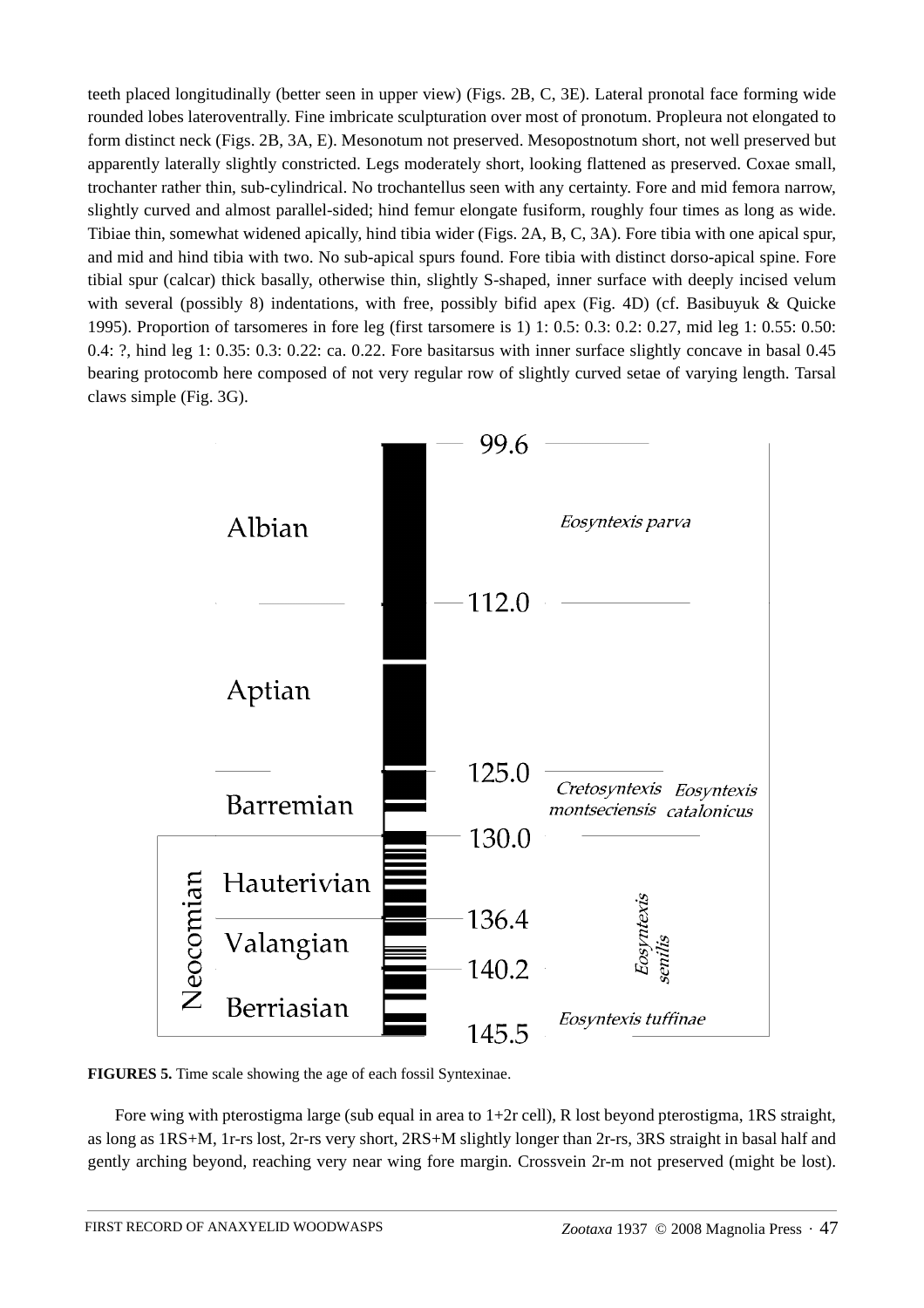teeth placed longitudinally (better seen in upper view) (Figs. 2B, C, 3E). Lateral pronotal face forming wide rounded lobes lateroventrally. Fine imbricate sculpturation over most of pronotum. Propleura not elongated to form distinct neck (Figs. 2B, 3A, E). Mesonotum not preserved. Mesopostnotum short, not well preserved but apparently laterally slightly constricted. Legs moderately short, looking flattened as preserved. Coxae small, trochanter rather thin, sub-cylindrical. No trochantellus seen with any certainty. Fore and mid femora narrow, slightly curved and almost parallel-sided; hind femur elongate fusiform, roughly four times as long as wide. Tibiae thin, somewhat widened apically, hind tibia wider (Figs. 2A, B, C, 3A). Fore tibia with one apical spur, and mid and hind tibia with two. No sub-apical spurs found. Fore tibia with distinct dorso-apical spine. Fore tibial spur (calcar) thick basally, otherwise thin, slightly S-shaped, inner surface with deeply incised velum with several (possibly 8) indentations, with free, possibly bifid apex (Fig. 4D) (cf. Basibuyuk & Quicke 1995). Proportion of tarsomeres in fore leg (first tarsomere is 1) 1: 0.5: 0.3: 0.2: 0.27, mid leg 1: 0.55: 0.50: 0.4: ?, hind leg 1: 0.35: 0.3: 0.22: ca. 0.22. Fore basitarsus with inner surface slightly concave in basal 0.45 bearing protocomb here composed of not very regular row of slightly curved setae of varying length. Tarsal claws simple (Fig. 3G).

| Stage | Age (Ma) | Species |
|---|---|---|
| | 99.6 | |
| Albian | | *Eosyntexis parva* |
| | 112.0 | |
| Aptian | | |
| | 125.0 | |
| Barremian | | *Cretosyntexis montseciensis*, *Eosyntexis catalonicus* |
| | 130.0 | |
| Hauterivian (Neocomian) | | *Eosyntexis senilis* |
| | 136.4 | |
| Valangian (Neocomian) | | *Eosyntexis senilis* |
| | 140.2 | |
| Berriasian (Neocomian) | | *Eosyntexis tuffinae* |
| | 145.5 | |

**FIGURES 5.** Time scale showing the age of each fossil Syntexinae.

Fore wing with pterostigma large (sub equal in area to 1+2r cell), R lost beyond pterostigma, 1RS straight, as long as 1RS+M, 1r-rs lost, 2r-rs very short, 2RS+M slightly longer than 2r-rs, 3RS straight in basal half and gently arching beyond, reaching very near wing fore margin. Crossvein 2r-m not preserved (might be lost).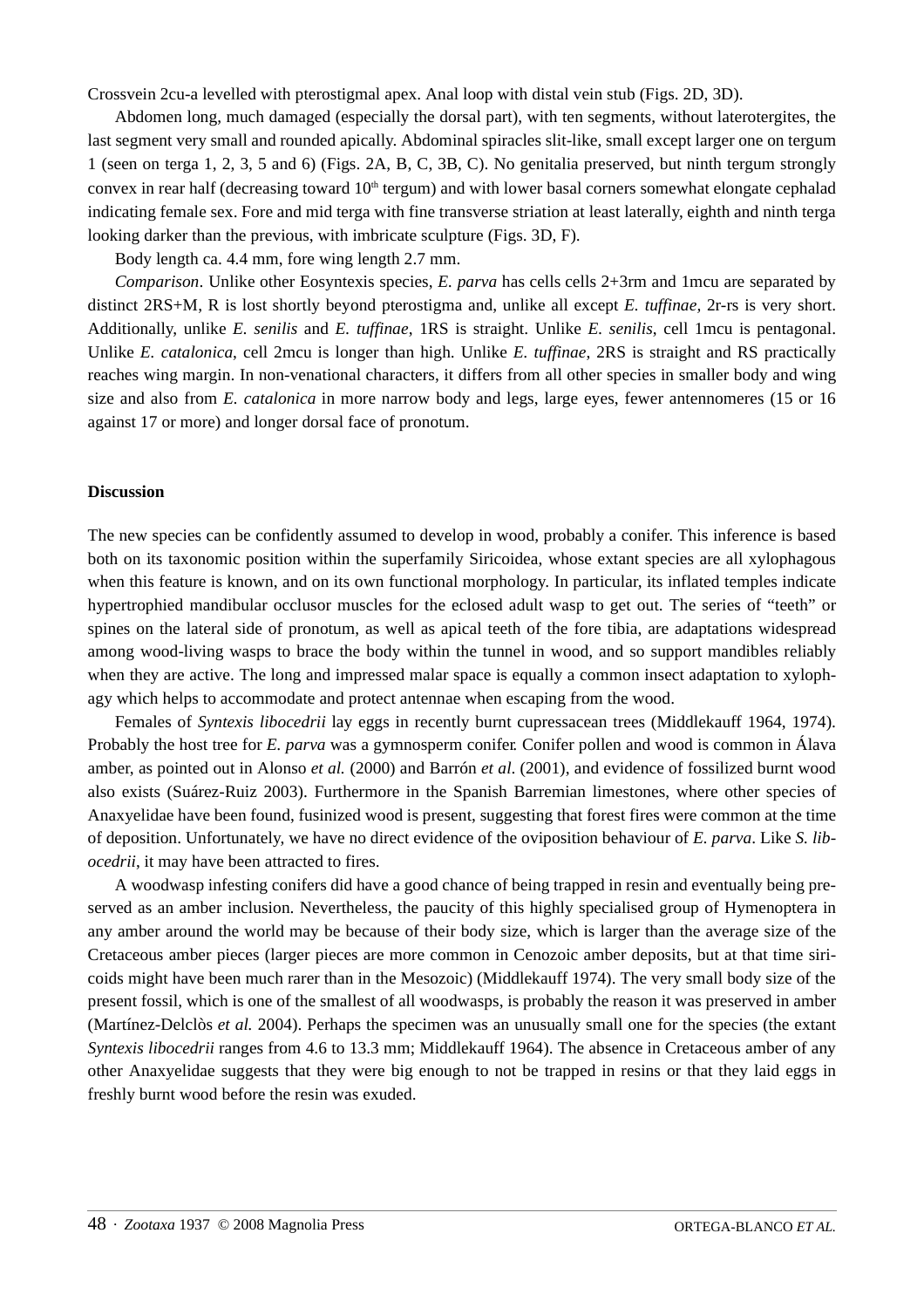Crossvein 2cu-a levelled with pterostigmal apex. Anal loop with distal vein stub (Figs. 2D, 3D).

Abdomen long, much damaged (especially the dorsal part), with ten segments, without laterotergites, the last segment very small and rounded apically. Abdominal spiracles slit-like, small except larger one on tergum 1 (seen on terga 1, 2, 3, 5 and 6) (Figs. 2A, B, C, 3B, C). No genitalia preserved, but ninth tergum strongly convex in rear half (decreasing toward 10th tergum) and with lower basal corners somewhat elongate cephalad indicating female sex. Fore and mid terga with fine transverse striation at least laterally, eighth and ninth terga looking darker than the previous, with imbricate sculpture (Figs. 3D, F).

Body length ca. 4.4 mm, fore wing length 2.7 mm.

*Comparison*. Unlike other Eosyntexis species, *E. parva* has cells cells 2+3rm and 1mcu are separated by distinct 2RS+M, R is lost shortly beyond pterostigma and, unlike all except *E. tuffinae*, 2r-rs is very short. Additionally, unlike *E. senilis* and *E. tuffinae*, 1RS is straight. Unlike *E. senilis*, cell 1mcu is pentagonal. Unlike *E. catalonica*, cell 2mcu is longer than high. Unlike *E. tuffinae*, 2RS is straight and RS practically reaches wing margin. In non-venational characters, it differs from all other species in smaller body and wing size and also from *E. catalonica* in more narrow body and legs, large eyes, fewer antennomeres (15 or 16 against 17 or more) and longer dorsal face of pronotum.

## Discussion

The new species can be confidently assumed to develop in wood, probably a conifer. This inference is based both on its taxonomic position within the superfamily Siricoidea, whose extant species are all xylophagous when this feature is known, and on its own functional morphology. In particular, its inflated temples indicate hypertrophied mandibular occlusor muscles for the eclosed adult wasp to get out. The series of "teeth" or spines on the lateral side of pronotum, as well as apical teeth of the fore tibia, are adaptations widespread among wood-living wasps to brace the body within the tunnel in wood, and so support mandibles reliably when they are active. The long and impressed malar space is equally a common insect adaptation to xylophagy which helps to accommodate and protect antennae when escaping from the wood.

Females of *Syntexis libocedrii* lay eggs in recently burnt cupressacean trees (Middlekauff 1964, 1974). Probably the host tree for *E. parva* was a gymnosperm conifer. Conifer pollen and wood is common in Álava amber, as pointed out in Alonso *et al.* (2000) and Barrón *et al*. (2001), and evidence of fossilized burnt wood also exists (Suárez-Ruiz 2003). Furthermore in the Spanish Barremian limestones, where other species of Anaxyelidae have been found, fusinized wood is present, suggesting that forest fires were common at the time of deposition. Unfortunately, we have no direct evidence of the oviposition behaviour of *E. parva*. Like *S. libocedrii*, it may have been attracted to fires.

A woodwasp infesting conifers did have a good chance of being trapped in resin and eventually being preserved as an amber inclusion. Nevertheless, the paucity of this highly specialised group of Hymenoptera in any amber around the world may be because of their body size, which is larger than the average size of the Cretaceous amber pieces (larger pieces are more common in Cenozoic amber deposits, but at that time siricoids might have been much rarer than in the Mesozoic) (Middlekauff 1974). The very small body size of the present fossil, which is one of the smallest of all woodwasps, is probably the reason it was preserved in amber (Martínez-Delclòs *et al.* 2004). Perhaps the specimen was an unusually small one for the species (the extant *Syntexis libocedrii* ranges from 4.6 to 13.3 mm; Middlekauff 1964). The absence in Cretaceous amber of any other Anaxyelidae suggests that they were big enough to not be trapped in resins or that they laid eggs in freshly burnt wood before the resin was exuded.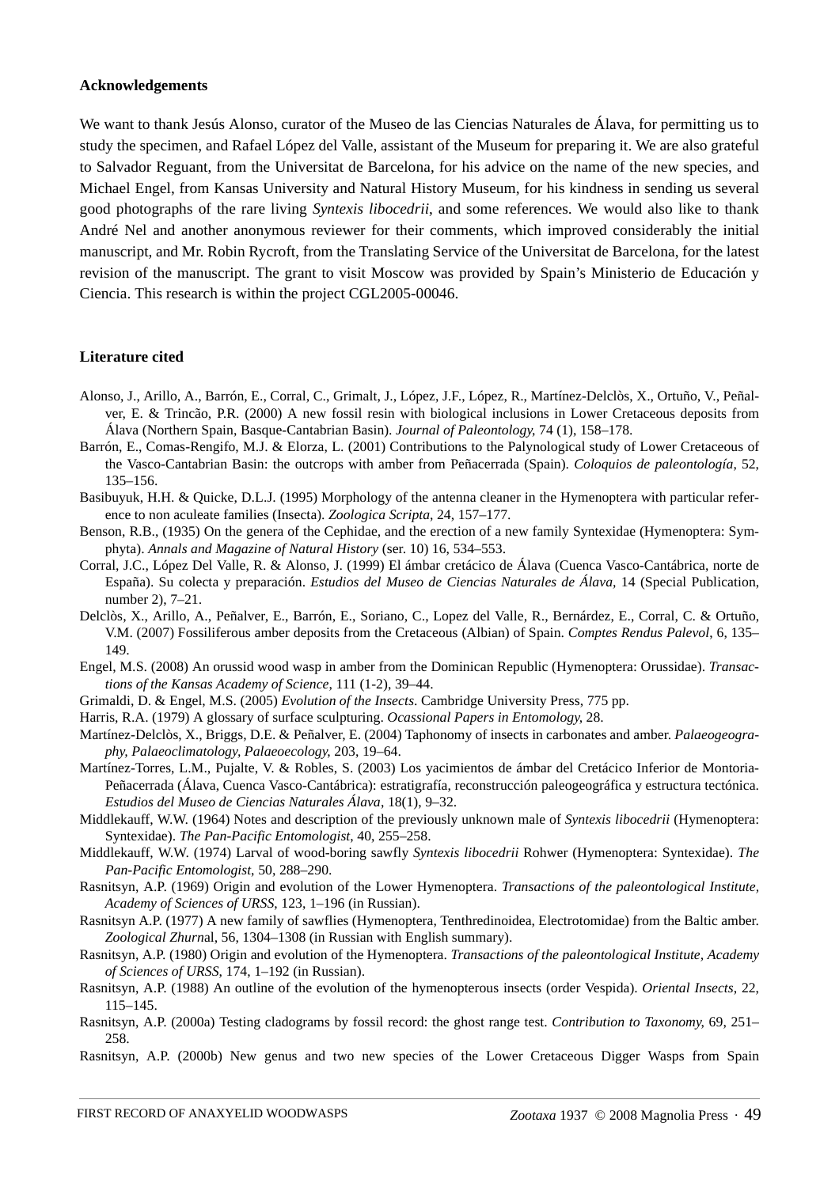**Acknowledgements**

We want to thank Jesús Alonso, curator of the Museo de las Ciencias Naturales de Álava, for permitting us to study the specimen, and Rafael López del Valle, assistant of the Museum for preparing it. We are also grateful to Salvador Reguant, from the Universitat de Barcelona, for his advice on the name of the new species, and Michael Engel, from Kansas University and Natural History Museum, for his kindness in sending us several good photographs of the rare living *Syntexis libocedrii*, and some references. We would also like to thank André Nel and another anonymous reviewer for their comments, which improved considerably the initial manuscript, and Mr. Robin Rycroft, from the Translating Service of the Universitat de Barcelona, for the latest revision of the manuscript. The grant to visit Moscow was provided by Spain's Ministerio de Educación y Ciencia. This research is within the project CGL2005-00046.

**Literature cited**

Alonso, J., Arillo, A., Barrón, E., Corral, C., Grimalt, J., López, J.F., López, R., Martínez-Delclòs, X., Ortuño, V., Peñalver, E. & Trincão, P.R. (2000) A new fossil resin with biological inclusions in Lower Cretaceous deposits from Álava (Northern Spain, Basque-Cantabrian Basin). *Journal of Paleontology*, 74 (1), 158–178.

Barrón, E., Comas-Rengifo, M.J. & Elorza, L. (2001) Contributions to the Palynological study of Lower Cretaceous of the Vasco-Cantabrian Basin: the outcrops with amber from Peñacerrada (Spain). *Coloquios de paleontología,* 52, 135–156.

Basibuyuk, H.H. & Quicke, D.L.J. (1995) Morphology of the antenna cleaner in the Hymenoptera with particular reference to non aculeate families (Insecta). *Zoologica Scripta*, 24, 157–177.

Benson, R.B., (1935) On the genera of the Cephidae, and the erection of a new family Syntexidae (Hymenoptera: Symphyta). *Annals and Magazine of Natural History* (ser. 10) 16, 534–553.

Corral, J.C., López Del Valle, R. & Alonso, J. (1999) El ámbar cretácico de Álava (Cuenca Vasco-Cantábrica, norte de España). Su colecta y preparación. *Estudios del Museo de Ciencias Naturales de Álava,* 14 (Special Publication, number 2), 7–21.

Delclòs, X., Arillo, A., Peñalver, E., Barrón, E., Soriano, C., Lopez del Valle, R., Bernárdez, E., Corral, C. & Ortuño, V.M. (2007) Fossiliferous amber deposits from the Cretaceous (Albian) of Spain. *Comptes Rendus Palevol*, 6, 135–149.

Engel, M.S. (2008) An orussid wood wasp in amber from the Dominican Republic (Hymenoptera: Orussidae). *Transactions of the Kansas Academy of Science*, 111 (1-2), 39–44.

Grimaldi, D. & Engel, M.S. (2005) *Evolution of the Insects*. Cambridge University Press, 775 pp.

Harris, R.A. (1979) A glossary of surface sculpturing. *Ocassional Papers in Entomology*, 28.

Martínez-Delclòs, X., Briggs, D.E. & Peñalver, E. (2004) Taphonomy of insects in carbonates and amber. *Palaeogeography, Palaeoclimatology, Palaeoecology*, 203, 19–64.

Martínez-Torres, L.M., Pujalte, V. & Robles, S. (2003) Los yacimientos de ámbar del Cretácico Inferior de Montoria-Peñacerrada (Álava, Cuenca Vasco-Cantábrica): estratigrafía, reconstrucción paleogeográfica y estructura tectónica. *Estudios del Museo de Ciencias Naturales Álava*, 18(1), 9–32.

Middlekauff, W.W. (1964) Notes and description of the previously unknown male of *Syntexis libocedrii* (Hymenoptera: Syntexidae). *The Pan-Pacific Entomologist*, 40, 255–258.

Middlekauff, W.W. (1974) Larval of wood-boring sawfly *Syntexis libocedrii* Rohwer (Hymenoptera: Syntexidae). *The Pan-Pacific Entomologist*, 50, 288–290.

Rasnitsyn, A.P. (1969) Origin and evolution of the Lower Hymenoptera. *Transactions of the paleontological Institute, Academy of Sciences of URSS*, 123, 1–196 (in Russian).

Rasnitsyn A.P. (1977) A new family of sawflies (Hymenoptera, Tenthredinoidea, Electrotomidae) from the Baltic amber. *Zoological Zhurn*al, 56, 1304–1308 (in Russian with English summary).

Rasnitsyn, A.P. (1980) Origin and evolution of the Hymenoptera. *Transactions of the paleontological Institute, Academy of Sciences of URSS*, 174, 1–192 (in Russian).

Rasnitsyn, A.P. (1988) An outline of the evolution of the hymenopterous insects (order Vespida). *Oriental Insects*, 22, 115–145.

Rasnitsyn, A.P. (2000a) Testing cladograms by fossil record: the ghost range test. *Contribution to Taxonomy*, 69, 251–258.

Rasnitsyn, A.P. (2000b) New genus and two new species of the Lower Cretaceous Digger Wasps from Spain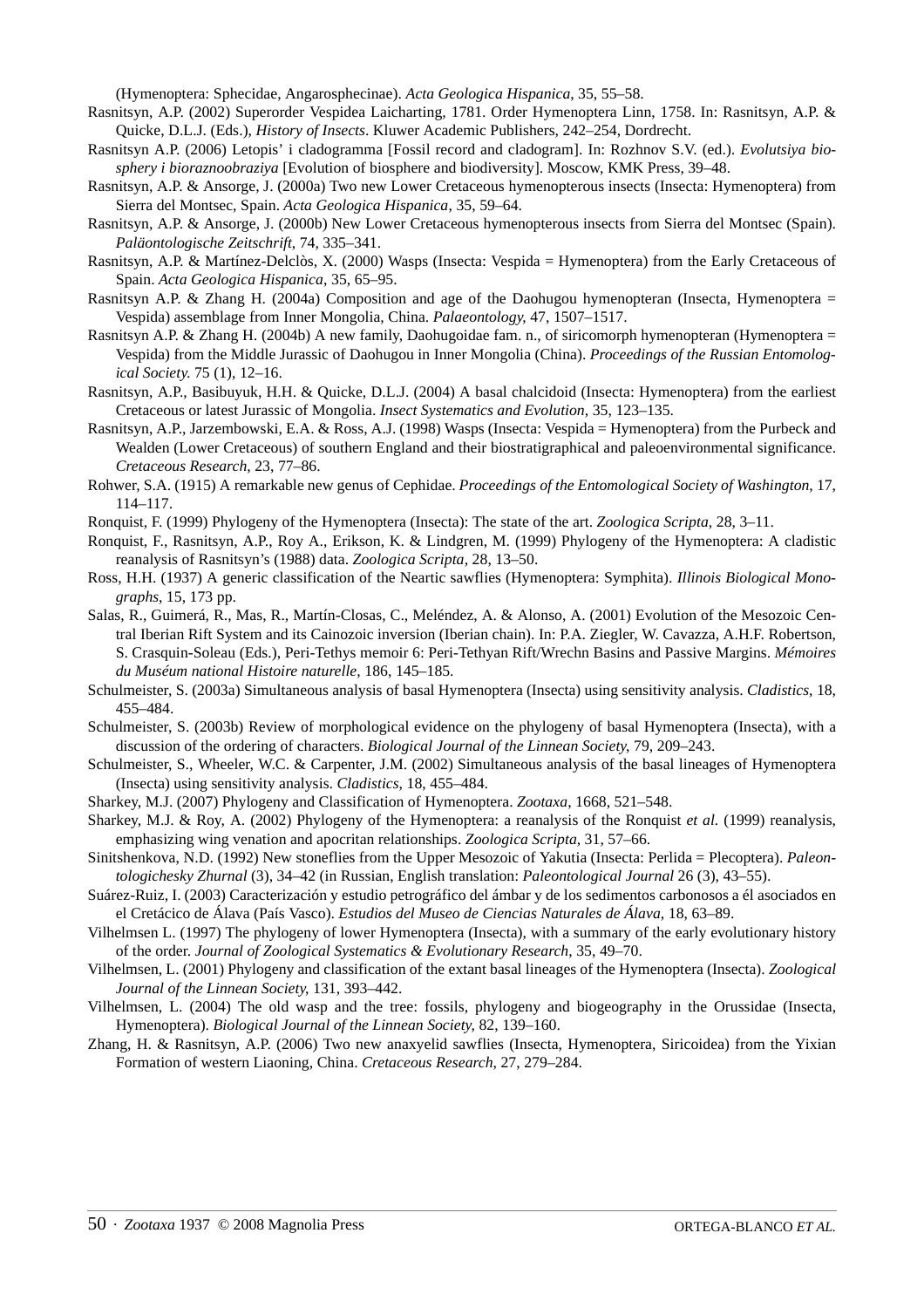(Hymenoptera: Sphecidae, Angarosphecinae). *Acta Geologica Hispanica*, 35, 55–58.

Rasnitsyn, A.P. (2002) Superorder Vespidea Laicharting, 1781. Order Hymenoptera Linn, 1758. In: Rasnitsyn, A.P. & Quicke, D.L.J. (Eds.), *History of Insects*. Kluwer Academic Publishers, 242–254, Dordrecht.

Rasnitsyn A.P. (2006) Letopis' i cladogramma [Fossil record and cladogram]. In: Rozhnov S.V. (ed.). *Evolutsiya biosphery i bioraznoobraziya* [Evolution of biosphere and biodiversity]. Moscow, KMK Press, 39–48.

Rasnitsyn, A.P. & Ansorge, J. (2000a) Two new Lower Cretaceous hymenopterous insects (Insecta: Hymenoptera) from Sierra del Montsec, Spain. *Acta Geologica Hispanica*, 35, 59–64.

Rasnitsyn, A.P. & Ansorge, J. (2000b) New Lower Cretaceous hymenopterous insects from Sierra del Montsec (Spain). *Paläontologische Zeitschrift*, 74, 335–341.

Rasnitsyn, A.P. & Martínez-Delclòs, X. (2000) Wasps (Insecta: Vespida = Hymenoptera) from the Early Cretaceous of Spain. *Acta Geologica Hispanica*, 35, 65–95.

Rasnitsyn A.P. & Zhang H. (2004a) Composition and age of the Daohugou hymenopteran (Insecta, Hymenoptera = Vespida) assemblage from Inner Mongolia, China. *Palaeontology*, 47, 1507–1517.

Rasnitsyn A.P. & Zhang H. (2004b) A new family, Daohugoidae fam. n., of siricomorph hymenopteran (Hymenoptera = Vespida) from the Middle Jurassic of Daohugou in Inner Mongolia (China). *Proceedings of the Russian Entomological Society.* 75 (1), 12–16.

Rasnitsyn, A.P., Basibuyuk, H.H. & Quicke, D.L.J. (2004) A basal chalcidoid (Insecta: Hymenoptera) from the earliest Cretaceous or latest Jurassic of Mongolia. *Insect Systematics and Evolution*, 35, 123–135.

Rasnitsyn, A.P., Jarzembowski, E.A. & Ross, A.J. (1998) Wasps (Insecta: Vespida = Hymenoptera) from the Purbeck and Wealden (Lower Cretaceous) of southern England and their biostratigraphical and paleoenvironmental significance. *Cretaceous Research*, 23, 77–86.

Rohwer, S.A. (1915) A remarkable new genus of Cephidae. *Proceedings of the Entomological Society of Washington*, 17, 114–117.

Ronquist, F. (1999) Phylogeny of the Hymenoptera (Insecta): The state of the art. *Zoologica Scripta*, 28, 3–11.

Ronquist, F., Rasnitsyn, A.P., Roy A., Erikson, K. & Lindgren, M. (1999) Phylogeny of the Hymenoptera: A cladistic reanalysis of Rasnitsyn's (1988) data. *Zoologica Scripta*, 28, 13–50.

Ross, H.H. (1937) A generic classification of the Neartic sawflies (Hymenoptera: Symphita). *Illinois Biological Monographs*, 15, 173 pp.

Salas, R., Guimerá, R., Mas, R., Martín-Closas, C., Meléndez, A. & Alonso, A. (2001) Evolution of the Mesozoic Central Iberian Rift System and its Cainozoic inversion (Iberian chain). In: P.A. Ziegler, W. Cavazza, A.H.F. Robertson, S. Crasquin-Soleau (Eds.), Peri-Tethys memoir 6: Peri-Tethyan Rift/Wrechn Basins and Passive Margins. *Mémoires du Muséum national Histoire naturelle*, 186, 145–185.

Schulmeister, S. (2003a) Simultaneous analysis of basal Hymenoptera (Insecta) using sensitivity analysis. *Cladistics*, 18, 455–484.

Schulmeister, S. (2003b) Review of morphological evidence on the phylogeny of basal Hymenoptera (Insecta), with a discussion of the ordering of characters. *Biological Journal of the Linnean Society*, 79, 209–243.

Schulmeister, S., Wheeler, W.C. & Carpenter, J.M. (2002) Simultaneous analysis of the basal lineages of Hymenoptera (Insecta) using sensitivity analysis. *Cladistics*, 18, 455–484.

Sharkey, M.J. (2007) Phylogeny and Classification of Hymenoptera. *Zootaxa*, 1668, 521–548.

Sharkey, M.J. & Roy, A. (2002) Phylogeny of the Hymenoptera: a reanalysis of the Ronquist *et al.* (1999) reanalysis, emphasizing wing venation and apocritan relationships. *Zoologica Scripta*, 31, 57–66.

Sinitshenkova, N.D. (1992) New stoneflies from the Upper Mesozoic of Yakutia (Insecta: Perlida = Plecoptera). *Paleontologichesky Zhurnal* (3), 34–42 (in Russian, English translation: *Paleontological Journal* 26 (3), 43–55).

Suárez-Ruiz, I. (2003) Caracterización y estudio petrográfico del ámbar y de los sedimentos carbonosos a él asociados en el Cretácico de Álava (País Vasco). *Estudios del Museo de Ciencias Naturales de Álava*, 18, 63–89.

Vilhelmsen L. (1997) The phylogeny of lower Hymenoptera (Insecta), with a summary of the early evolutionary history of the order. *Journal of Zoological Systematics & Evolutionary Research*, 35, 49–70.

Vilhelmsen, L. (2001) Phylogeny and classification of the extant basal lineages of the Hymenoptera (Insecta). *Zoological Journal of the Linnean Society*, 131, 393–442.

Vilhelmsen, L. (2004) The old wasp and the tree: fossils, phylogeny and biogeography in the Orussidae (Insecta, Hymenoptera). *Biological Journal of the Linnean Society*, 82, 139–160.

Zhang, H. & Rasnitsyn, A.P. (2006) Two new anaxyelid sawflies (Insecta, Hymenoptera, Siricoidea) from the Yixian Formation of western Liaoning, China. *Cretaceous Research*, 27, 279–284.